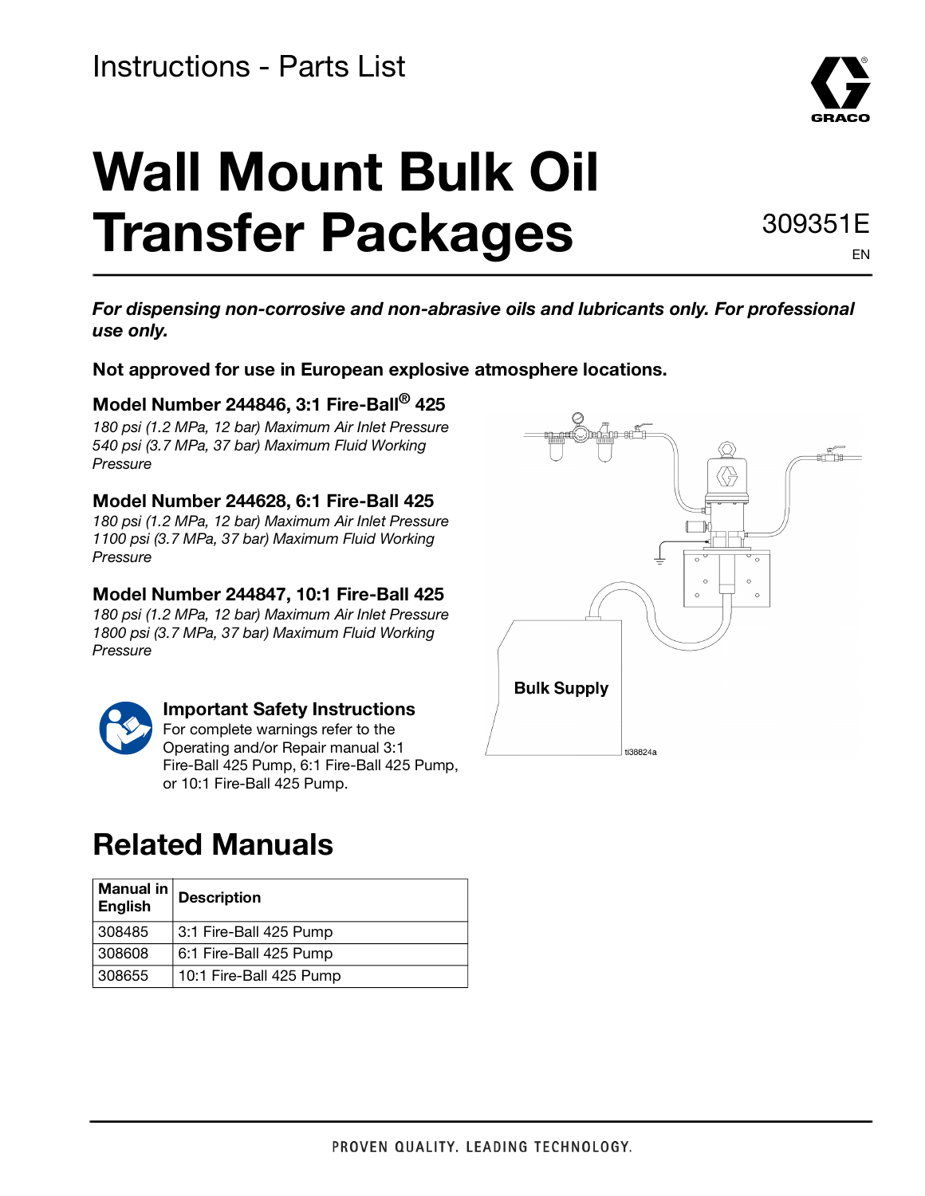Instructions - Parts List

# Wall Mount Bulk Oil Transfer Packages

309351E

EN

***For dispensing non-corrosive and non-abrasive oils and lubricants only. For professional use only.***

**Not approved for use in European explosive atmosphere locations.**

### Model Number 244846, 3:1 Fire-Ball® 425

*180 psi (1.2 MPa, 12 bar) Maximum Air Inlet Pressure*
*540 psi (3.7 MPa, 37 bar) Maximum Fluid Working Pressure*

### Model Number 244628, 6:1 Fire-Ball 425

*180 psi (1.2 MPa, 12 bar) Maximum Air Inlet Pressure*
*1100 psi (3.7 MPa, 37 bar) Maximum Fluid Working Pressure*

### Model Number 244847, 10:1 Fire-Ball 425

*180 psi (1.2 MPa, 12 bar) Maximum Air Inlet Pressure*
*1800 psi (3.7 MPa, 37 bar) Maximum Fluid Working Pressure*

**Important Safety Instructions**
For complete warnings refer to the Operating and/or Repair manual 3:1 Fire-Ball 425 Pump, 6:1 Fire-Ball 425 Pump, or 10:1 Fire-Ball 425 Pump.

Bulk Supply

ti38824a

## Related Manuals

| Manual in English | Description |
| --- | --- |
| 308485 | 3:1 Fire-Ball 425 Pump |
| 308608 | 6:1 Fire-Ball 425 Pump |
| 308655 | 10:1 Fire-Ball 425 Pump |

PROVEN QUALITY. LEADING TECHNOLOGY.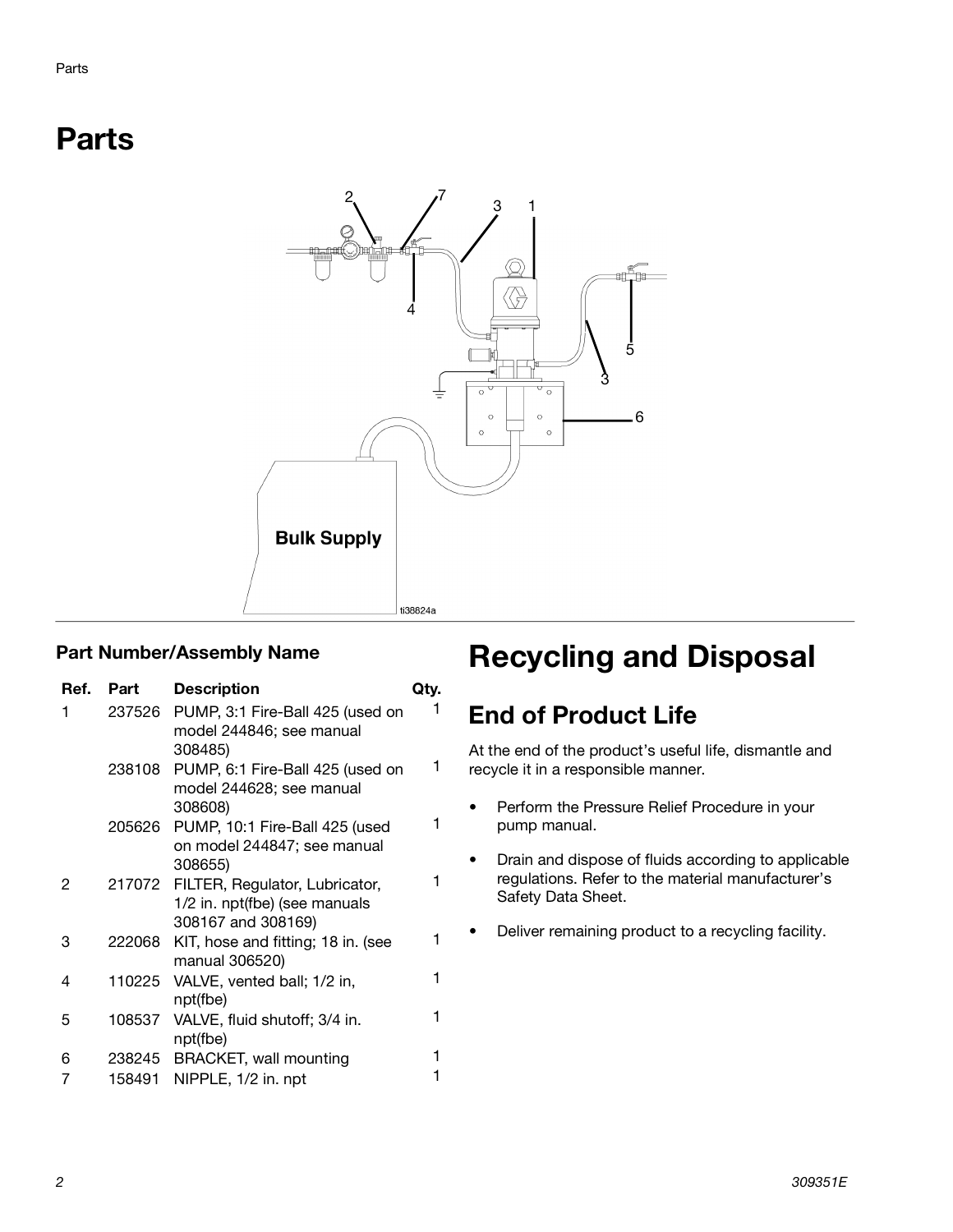# Parts

## Part Number/Assembly Name

| Ref. | Part | Description | Qty. |
| --- | --- | --- | --- |
| 1 | 237526 | PUMP, 3:1 Fire-Ball 425 (used on model 244846; see manual 308485) | 1 |
| | 238108 | PUMP, 6:1 Fire-Ball 425 (used on model 244628; see manual 308608) | 1 |
| | 205626 | PUMP, 10:1 Fire-Ball 425 (used on model 244847; see manual 308655) | 1 |
| 2 | 217072 | FILTER, Regulator, Lubricator, 1/2 in. npt(fbe) (see manuals 308167 and 308169) | 1 |
| 3 | 222068 | KIT, hose and fitting; 18 in. (see manual 306520) | 1 |
| 4 | 110225 | VALVE, vented ball; 1/2 in, npt(fbe) | 1 |
| 5 | 108537 | VALVE, fluid shutoff; 3/4 in. npt(fbe) | 1 |
| 6 | 238245 | BRACKET, wall mounting | 1 |
| 7 | 158491 | NIPPLE, 1/2 in. npt | 1 |

# Recycling and Disposal

## End of Product Life

At the end of the product's useful life, dismantle and recycle it in a responsible manner.

- Perform the Pressure Relief Procedure in your pump manual.
- Drain and dispose of fluids according to applicable regulations. Refer to the material manufacturer's Safety Data Sheet.
- Deliver remaining product to a recycling facility.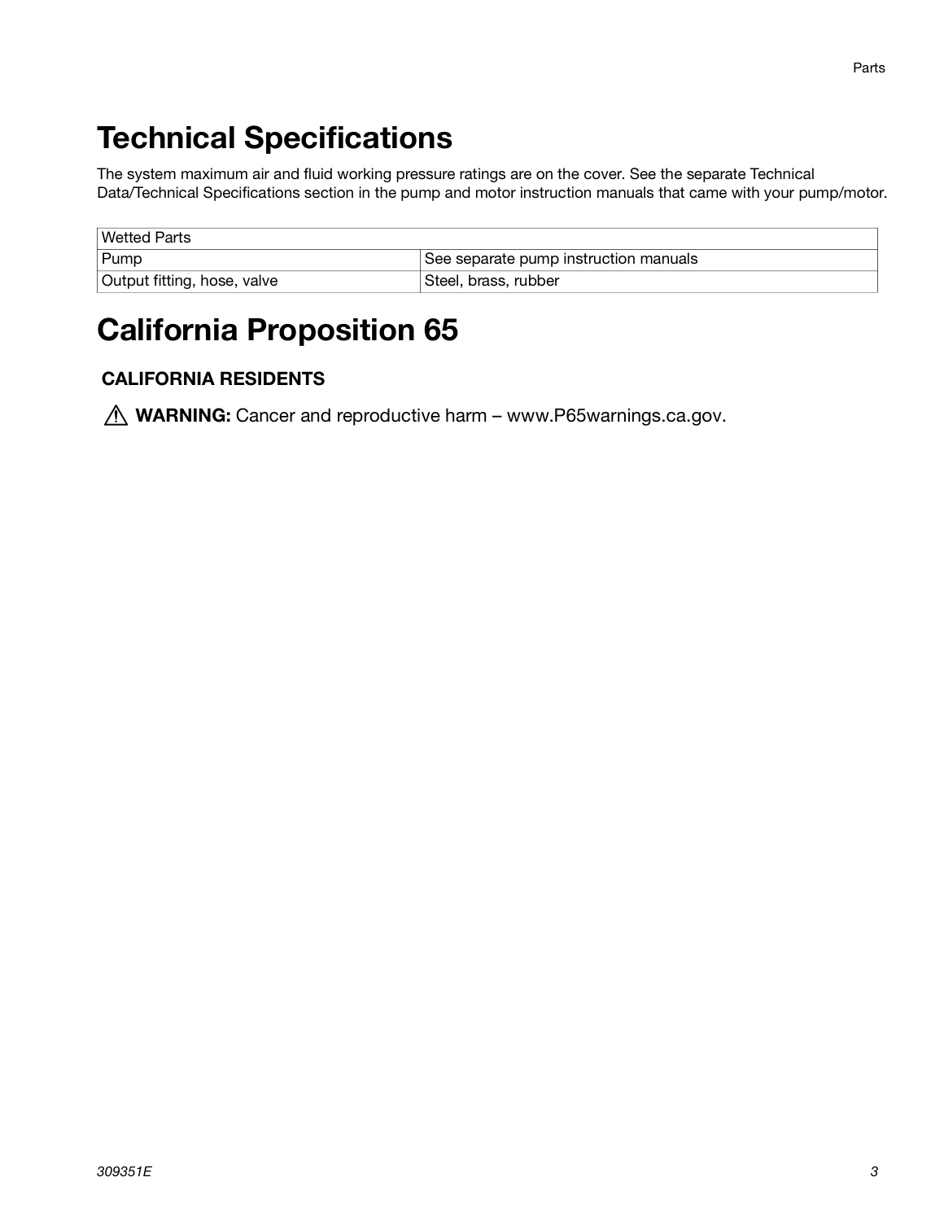# Technical Specifications

The system maximum air and fluid working pressure ratings are on the cover. See the separate Technical Data/Technical Specifications section in the pump and motor instruction manuals that came with your pump/motor.

| Wetted Parts | |
|---|---|
| Pump | See separate pump instruction manuals |
| Output fitting, hose, valve | Steel, brass, rubber |

# California Proposition 65

### CALIFORNIA RESIDENTS

⚠ **WARNING:** Cancer and reproductive harm – www.P65warnings.ca.gov.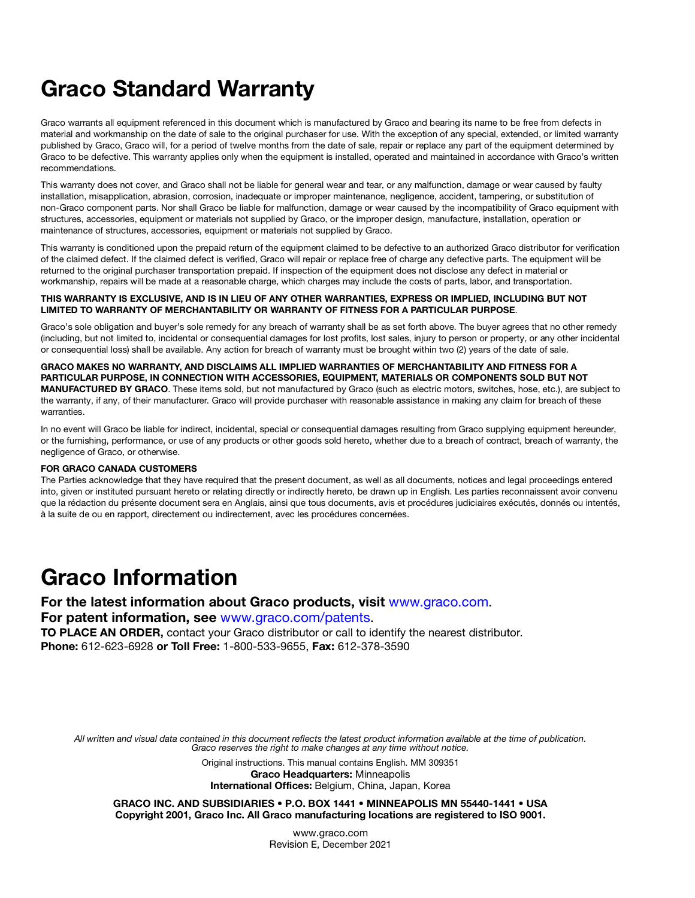# Graco Standard Warranty

Graco warrants all equipment referenced in this document which is manufactured by Graco and bearing its name to be free from defects in material and workmanship on the date of sale to the original purchaser for use. With the exception of any special, extended, or limited warranty published by Graco, Graco will, for a period of twelve months from the date of sale, repair or replace any part of the equipment determined by Graco to be defective. This warranty applies only when the equipment is installed, operated and maintained in accordance with Graco's written recommendations.

This warranty does not cover, and Graco shall not be liable for general wear and tear, or any malfunction, damage or wear caused by faulty installation, misapplication, abrasion, corrosion, inadequate or improper maintenance, negligence, accident, tampering, or substitution of non-Graco component parts. Nor shall Graco be liable for malfunction, damage or wear caused by the incompatibility of Graco equipment with structures, accessories, equipment or materials not supplied by Graco, or the improper design, manufacture, installation, operation or maintenance of structures, accessories, equipment or materials not supplied by Graco.

This warranty is conditioned upon the prepaid return of the equipment claimed to be defective to an authorized Graco distributor for verification of the claimed defect. If the claimed defect is verified, Graco will repair or replace free of charge any defective parts. The equipment will be returned to the original purchaser transportation prepaid. If inspection of the equipment does not disclose any defect in material or workmanship, repairs will be made at a reasonable charge, which charges may include the costs of parts, labor, and transportation.

**THIS WARRANTY IS EXCLUSIVE, AND IS IN LIEU OF ANY OTHER WARRANTIES, EXPRESS OR IMPLIED, INCLUDING BUT NOT LIMITED TO WARRANTY OF MERCHANTABILITY OR WARRANTY OF FITNESS FOR A PARTICULAR PURPOSE**.

Graco's sole obligation and buyer's sole remedy for any breach of warranty shall be as set forth above. The buyer agrees that no other remedy (including, but not limited to, incidental or consequential damages for lost profits, lost sales, injury to person or property, or any other incidental or consequential loss) shall be available. Any action for breach of warranty must be brought within two (2) years of the date of sale.

**GRACO MAKES NO WARRANTY, AND DISCLAIMS ALL IMPLIED WARRANTIES OF MERCHANTABILITY AND FITNESS FOR A PARTICULAR PURPOSE, IN CONNECTION WITH ACCESSORIES, EQUIPMENT, MATERIALS OR COMPONENTS SOLD BUT NOT MANUFACTURED BY GRACO**. These items sold, but not manufactured by Graco (such as electric motors, switches, hose, etc.), are subject to the warranty, if any, of their manufacturer. Graco will provide purchaser with reasonable assistance in making any claim for breach of these warranties.

In no event will Graco be liable for indirect, incidental, special or consequential damages resulting from Graco supplying equipment hereunder, or the furnishing, performance, or use of any products or other goods sold hereto, whether due to a breach of contract, breach of warranty, the negligence of Graco, or otherwise.

**FOR GRACO CANADA CUSTOMERS**

The Parties acknowledge that they have required that the present document, as well as all documents, notices and legal proceedings entered into, given or instituted pursuant hereto or relating directly or indirectly hereto, be drawn up in English. Les parties reconnaissent avoir convenu que la rédaction du présente document sera en Anglais, ainsi que tous documents, avis et procédures judiciaires exécutés, donnés ou intentés, à la suite de ou en rapport, directement ou indirectement, avec les procédures concernées.

# Graco Information

**For the latest information about Graco products, visit** www.graco.com.
**For patent information, see** www.graco.com/patents.
**TO PLACE AN ORDER,** contact your Graco distributor or call to identify the nearest distributor.
**Phone:** 612-623-6928 **or Toll Free:** 1-800-533-9655, **Fax:** 612-378-3590

*All written and visual data contained in this document reflects the latest product information available at the time of publication. Graco reserves the right to make changes at any time without notice.*

Original instructions. This manual contains English. MM 309351
**Graco Headquarters:** Minneapolis
**International Offices:** Belgium, China, Japan, Korea

**GRACO INC. AND SUBSIDIARIES • P.O. BOX 1441 • MINNEAPOLIS MN 55440-1441 • USA**
**Copyright 2001, Graco Inc. All Graco manufacturing locations are registered to ISO 9001.**

www.graco.com
Revision E, December 2021